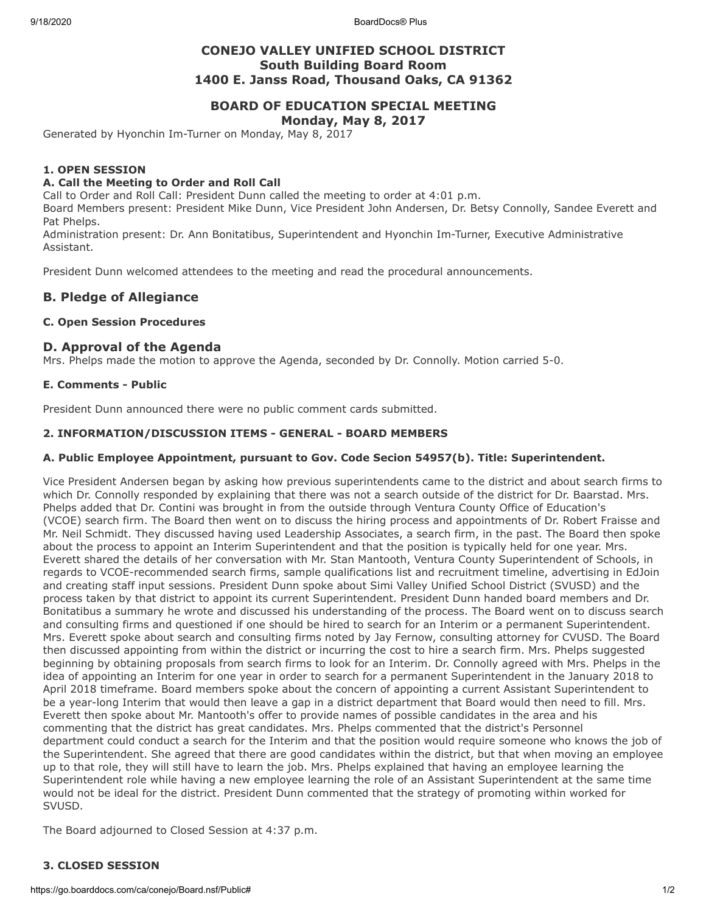# CONEJO VALLEY UNIFIED SCHOOL DISTRICT
## South Building Board Room
## 1400 E. Janss Road, Thousand Oaks, CA 91362

## BOARD OF EDUCATION SPECIAL MEETING
## Monday, May 8, 2017

Generated by Hyonchin Im-Turner on Monday, May 8, 2017

### 1. OPEN SESSION

#### A. Call the Meeting to Order and Roll Call

Call to Order and Roll Call: President Dunn called the meeting to order at 4:01 p.m.
Board Members present: President Mike Dunn, Vice President John Andersen, Dr. Betsy Connolly, Sandee Everett and Pat Phelps.
Administration present: Dr. Ann Bonitatibus, Superintendent and Hyonchin Im-Turner, Executive Administrative Assistant.

President Dunn welcomed attendees to the meeting and read the procedural announcements.

### B. Pledge of Allegiance

#### C. Open Session Procedures

### D. Approval of the Agenda

Mrs. Phelps made the motion to approve the Agenda, seconded by Dr. Connolly. Motion carried 5-0.

#### E. Comments - Public

President Dunn announced there were no public comment cards submitted.

### 2. INFORMATION/DISCUSSION ITEMS - GENERAL - BOARD MEMBERS

#### A. Public Employee Appointment, pursuant to Gov. Code Secion 54957(b). Title: Superintendent.

Vice President Andersen began by asking how previous superintendents came to the district and about search firms to which Dr. Connolly responded by explaining that there was not a search outside of the district for Dr. Baarstad. Mrs. Phelps added that Dr. Contini was brought in from the outside through Ventura County Office of Education's (VCOE) search firm. The Board then went on to discuss the hiring process and appointments of Dr. Robert Fraisse and Mr. Neil Schmidt. They discussed having used Leadership Associates, a search firm, in the past. The Board then spoke about the process to appoint an Interim Superintendent and that the position is typically held for one year. Mrs. Everett shared the details of her conversation with Mr. Stan Mantooth, Ventura County Superintendent of Schools, in regards to VCOE-recommended search firms, sample qualifications list and recruitment timeline, advertising in EdJoin and creating staff input sessions. President Dunn spoke about Simi Valley Unified School District (SVUSD) and the process taken by that district to appoint its current Superintendent. President Dunn handed board members and Dr. Bonitatibus a summary he wrote and discussed his understanding of the process. The Board went on to discuss search and consulting firms and questioned if one should be hired to search for an Interim or a permanent Superintendent. Mrs. Everett spoke about search and consulting firms noted by Jay Fernow, consulting attorney for CVUSD. The Board then discussed appointing from within the district or incurring the cost to hire a search firm. Mrs. Phelps suggested beginning by obtaining proposals from search firms to look for an Interim. Dr. Connolly agreed with Mrs. Phelps in the idea of appointing an Interim for one year in order to search for a permanent Superintendent in the January 2018 to April 2018 timeframe. Board members spoke about the concern of appointing a current Assistant Superintendent to be a year-long Interim that would then leave a gap in a district department that Board would then need to fill. Mrs. Everett then spoke about Mr. Mantooth's offer to provide names of possible candidates in the area and his commenting that the district has great candidates. Mrs. Phelps commented that the district's Personnel department could conduct a search for the Interim and that the position would require someone who knows the job of the Superintendent. She agreed that there are good candidates within the district, but that when moving an employee up to that role, they will still have to learn the job. Mrs. Phelps explained that having an employee learning the Superintendent role while having a new employee learning the role of an Assistant Superintendent at the same time would not be ideal for the district. President Dunn commented that the strategy of promoting within worked for SVUSD.

The Board adjourned to Closed Session at 4:37 p.m.

### 3. CLOSED SESSION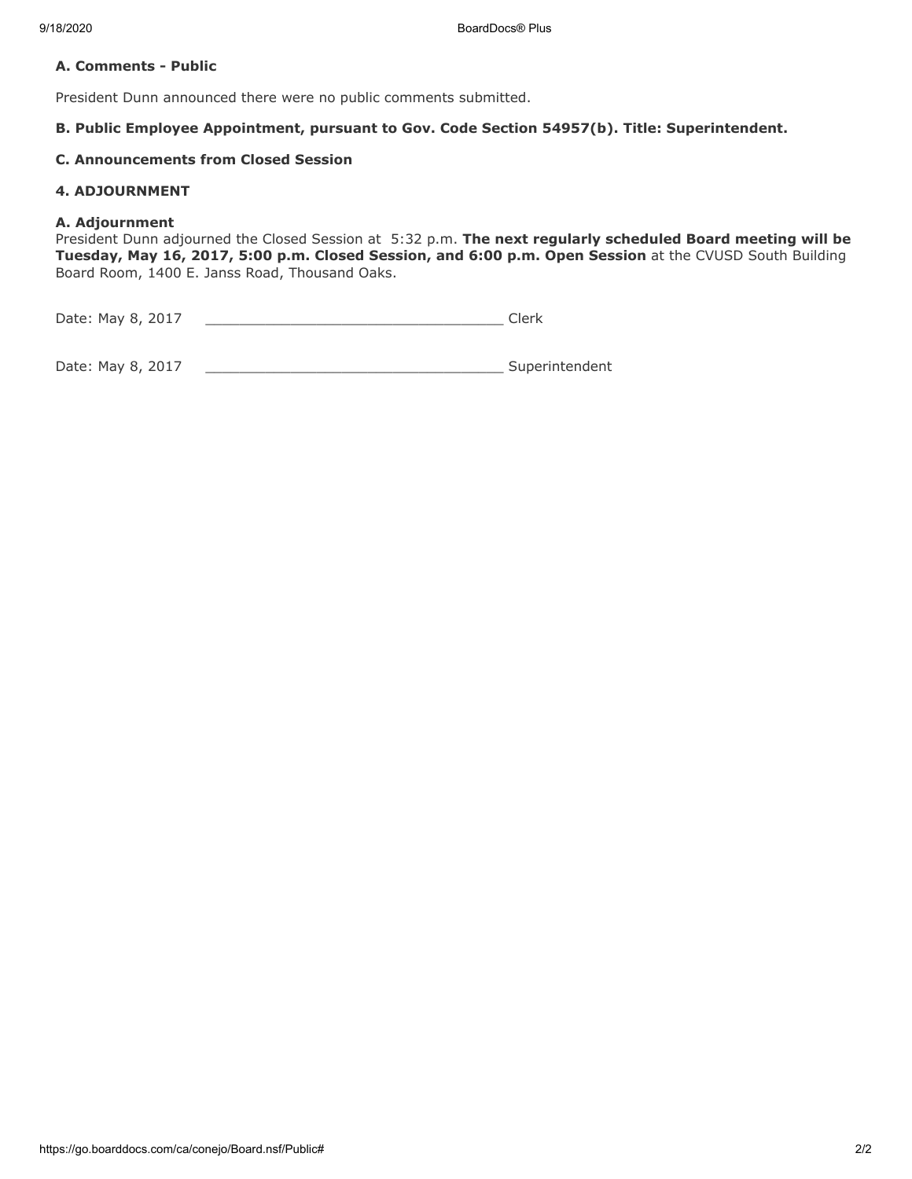**A. Comments - Public**

President Dunn announced there were no public comments submitted.

**B. Public Employee Appointment, pursuant to Gov. Code Section 54957(b). Title: Superintendent.**

**C. Announcements from Closed Session**

**4. ADJOURNMENT**

**A. Adjournment**
President Dunn adjourned the Closed Session at 5:32 p.m. **The next regularly scheduled Board meeting will be Tuesday, May 16, 2017, 5:00 p.m. Closed Session, and 6:00 p.m. Open Session** at the CVUSD South Building Board Room, 1400 E. Janss Road, Thousand Oaks.

Date: May 8, 2017 ___________________________________ Clerk

Date: May 8, 2017 ___________________________________ Superintendent